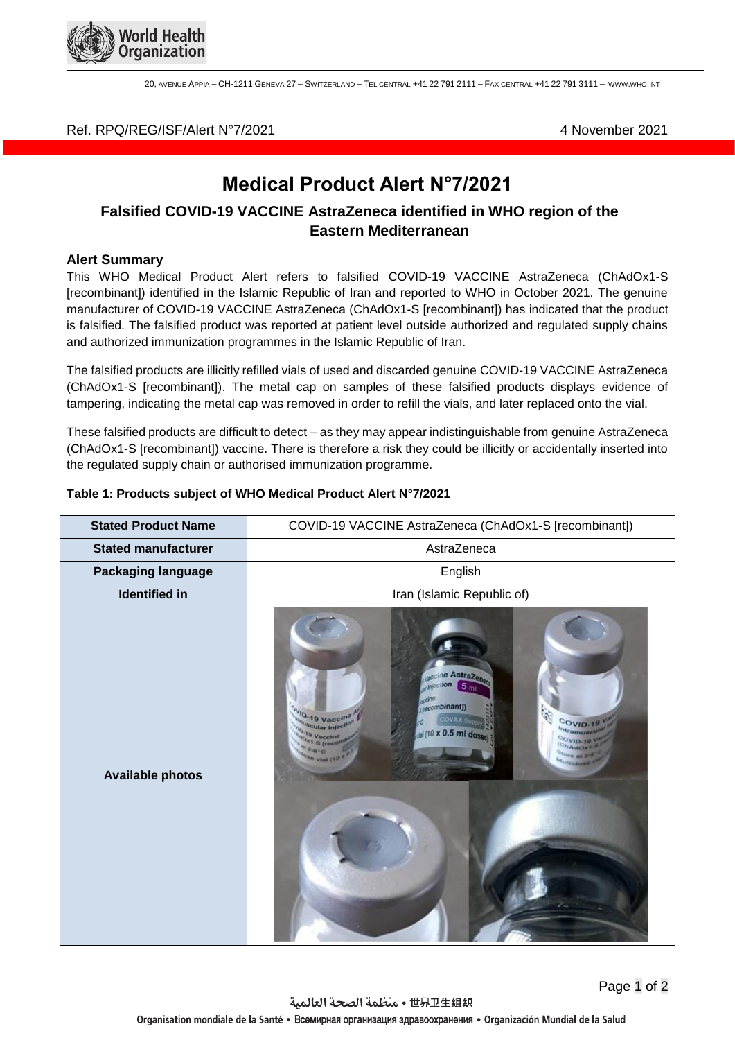Ref. RPQ/REG/ISF/Alert N°7/2021 4 November 2021

# Medical Product Alert N°7/2021

## Falsified COVID-19 VACCINE AstraZeneca identified in WHO region of the Eastern Mediterranean

### Alert Summary

This WHO Medical Product Alert refers to falsified COVID-19 VACCINE AstraZeneca (ChAdOx1-S [recombinant]) identified in the Islamic Republic of Iran and reported to WHO in October 2021. The genuine manufacturer of COVID-19 VACCINE AstraZeneca (ChAdOx1-S [recombinant]) has indicated that the product is falsified. The falsified product was reported at patient level outside authorized and regulated supply chains and authorized immunization programmes in the Islamic Republic of Iran.

The falsified products are illicitly refilled vials of used and discarded genuine COVID-19 VACCINE AstraZeneca (ChAdOx1-S [recombinant]). The metal cap on samples of these falsified products displays evidence of tampering, indicating the metal cap was removed in order to refill the vials, and later replaced onto the vial.

These falsified products are difficult to detect – as they may appear indistinguishable from genuine AstraZeneca (ChAdOx1-S [recombinant]) vaccine. There is therefore a risk they could be illicitly or accidentally inserted into the regulated supply chain or authorised immunization programme.

**Table 1: Products subject of WHO Medical Product Alert N°7/2021**

| **Stated Product Name** | COVID-19 VACCINE AstraZeneca (ChAdOx1-S [recombinant]) |
|---|---|
| **Stated manufacturer** | AstraZeneca |
| **Packaging language** | English |
| **Identified in** | Iran (Islamic Republic of) |
| **Available photos** | |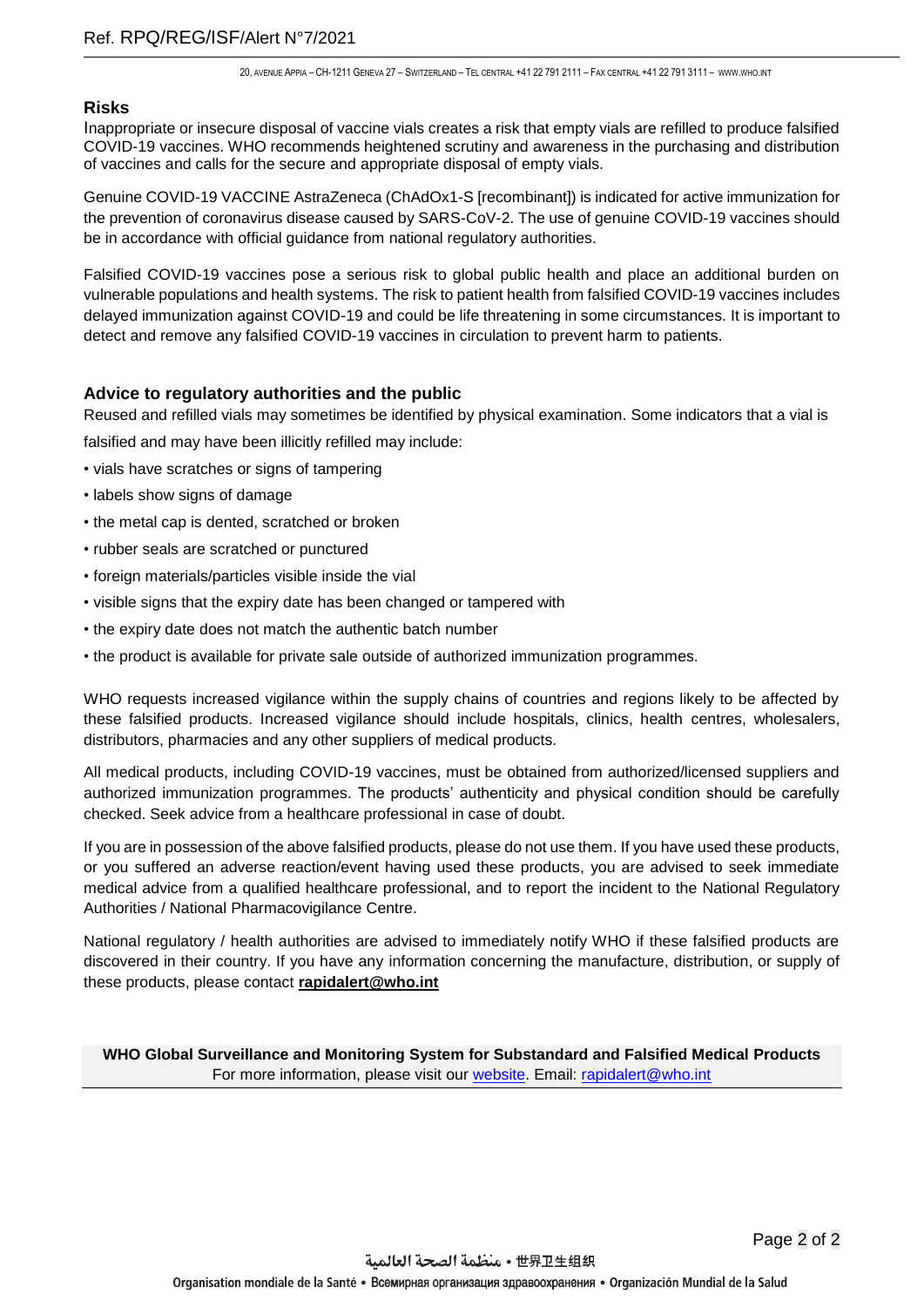## Risks

Inappropriate or insecure disposal of vaccine vials creates a risk that empty vials are refilled to produce falsified COVID-19 vaccines. WHO recommends heightened scrutiny and awareness in the purchasing and distribution of vaccines and calls for the secure and appropriate disposal of empty vials.

Genuine COVID-19 VACCINE AstraZeneca (ChAdOx1-S [recombinant]) is indicated for active immunization for the prevention of coronavirus disease caused by SARS-CoV-2. The use of genuine COVID-19 vaccines should be in accordance with official guidance from national regulatory authorities.

Falsified COVID-19 vaccines pose a serious risk to global public health and place an additional burden on vulnerable populations and health systems. The risk to patient health from falsified COVID-19 vaccines includes delayed immunization against COVID-19 and could be life threatening in some circumstances. It is important to detect and remove any falsified COVID-19 vaccines in circulation to prevent harm to patients.

## Advice to regulatory authorities and the public

Reused and refilled vials may sometimes be identified by physical examination. Some indicators that a vial is falsified and may have been illicitly refilled may include:

- vials have scratches or signs of tampering
- labels show signs of damage
- the metal cap is dented, scratched or broken
- rubber seals are scratched or punctured
- foreign materials/particles visible inside the vial
- visible signs that the expiry date has been changed or tampered with
- the expiry date does not match the authentic batch number
- the product is available for private sale outside of authorized immunization programmes.

WHO requests increased vigilance within the supply chains of countries and regions likely to be affected by these falsified products. Increased vigilance should include hospitals, clinics, health centres, wholesalers, distributors, pharmacies and any other suppliers of medical products.

All medical products, including COVID-19 vaccines, must be obtained from authorized/licensed suppliers and authorized immunization programmes. The products' authenticity and physical condition should be carefully checked. Seek advice from a healthcare professional in case of doubt.

If you are in possession of the above falsified products, please do not use them. If you have used these products, or you suffered an adverse reaction/event having used these products, you are advised to seek immediate medical advice from a qualified healthcare professional, and to report the incident to the National Regulatory Authorities / National Pharmacovigilance Centre.

National regulatory / health authorities are advised to immediately notify WHO if these falsified products are discovered in their country. If you have any information concerning the manufacture, distribution, or supply of these products, please contact **rapidalert@who.int**

**WHO Global Surveillance and Monitoring System for Substandard and Falsified Medical Products**
For more information, please visit our website. Email: rapidalert@who.int